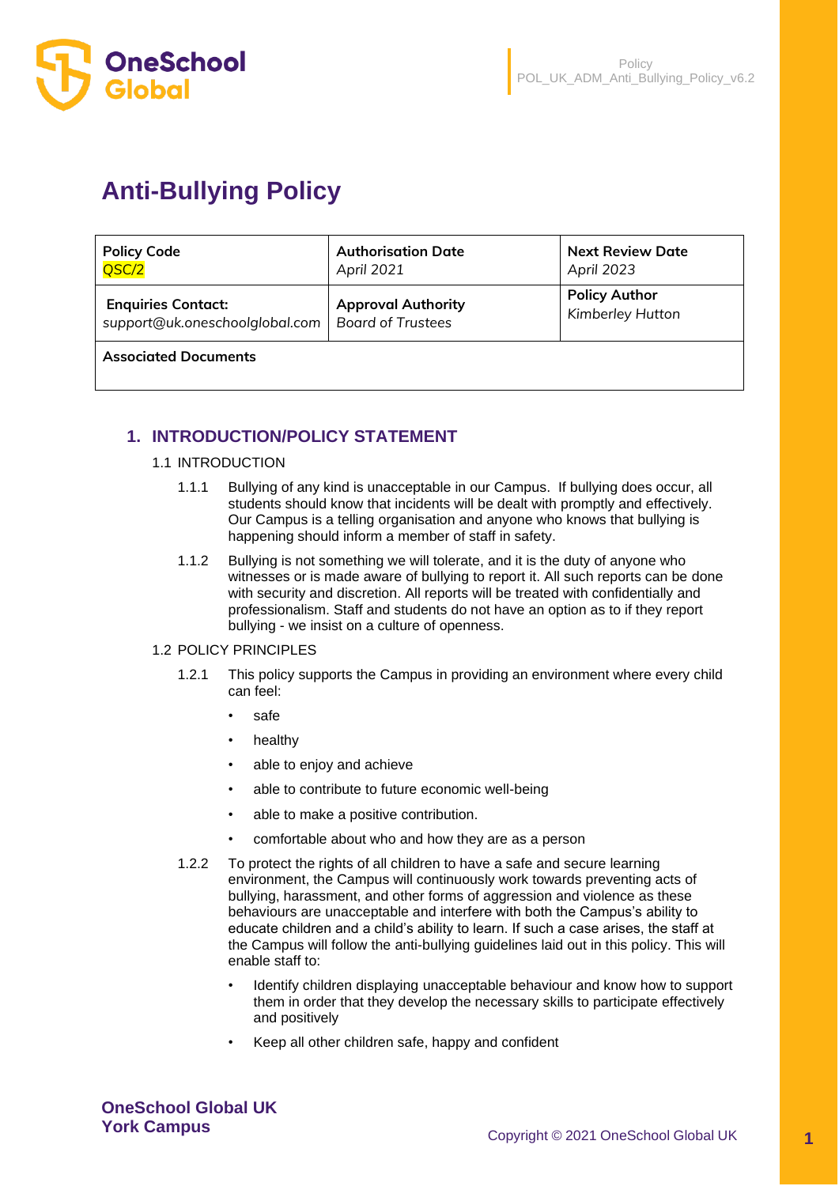# Anti-Bullying Policy

| Policy Code QSC/2 | Authorisation Date *April 2021* | Next Review Date *April 2023* |
|---|---|---|
| **Enquiries Contact:** *support@uk.oneschoolglobal.com* | **Approval Authority** *Board of Trustees* | **Policy Author** *Kimberley Hutton* |
| **Associated Documents** | | |

## 1. INTRODUCTION/POLICY STATEMENT

### 1.1 INTRODUCTION

1.1.1 Bullying of any kind is unacceptable in our Campus. If bullying does occur, all students should know that incidents will be dealt with promptly and effectively. Our Campus is a telling organisation and anyone who knows that bullying is happening should inform a member of staff in safety.

1.1.2 Bullying is not something we will tolerate, and it is the duty of anyone who witnesses or is made aware of bullying to report it. All such reports can be done with security and discretion. All reports will be treated with confidentially and professionalism. Staff and students do not have an option as to if they report bullying - we insist on a culture of openness.

### 1.2 POLICY PRINCIPLES

1.2.1 This policy supports the Campus in providing an environment where every child can feel:

- safe
- healthy
- able to enjoy and achieve
- able to contribute to future economic well-being
- able to make a positive contribution.
- comfortable about who and how they are as a person

1.2.2 To protect the rights of all children to have a safe and secure learning environment, the Campus will continuously work towards preventing acts of bullying, harassment, and other forms of aggression and violence as these behaviours are unacceptable and interfere with both the Campus's ability to educate children and a child's ability to learn. If such a case arises, the staff at the Campus will follow the anti-bullying guidelines laid out in this policy. This will enable staff to:

- Identify children displaying unacceptable behaviour and know how to support them in order that they develop the necessary skills to participate effectively and positively
- Keep all other children safe, happy and confident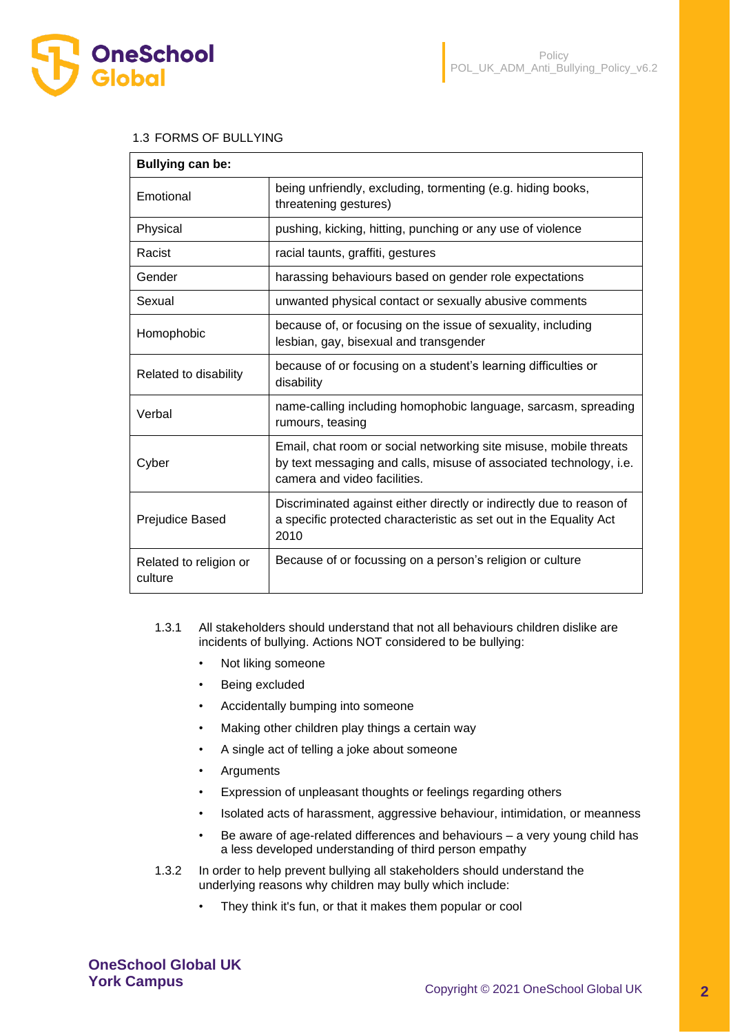### 1.3 FORMS OF BULLYING

| Bullying can be: | |
|---|---|
| Emotional | being unfriendly, excluding, tormenting (e.g. hiding books, threatening gestures) |
| Physical | pushing, kicking, hitting, punching or any use of violence |
| Racist | racial taunts, graffiti, gestures |
| Gender | harassing behaviours based on gender role expectations |
| Sexual | unwanted physical contact or sexually abusive comments |
| Homophobic | because of, or focusing on the issue of sexuality, including lesbian, gay, bisexual and transgender |
| Related to disability | because of or focusing on a student's learning difficulties or disability |
| Verbal | name-calling including homophobic language, sarcasm, spreading rumours, teasing |
| Cyber | Email, chat room or social networking site misuse, mobile threats by text messaging and calls, misuse of associated technology, i.e. camera and video facilities. |
| Prejudice Based | Discriminated against either directly or indirectly due to reason of a specific protected characteristic as set out in the Equality Act 2010 |
| Related to religion or culture | Because of or focussing on a person's religion or culture |

1.3.1 All stakeholders should understand that not all behaviours children dislike are incidents of bullying. Actions NOT considered to be bullying:

- Not liking someone
- Being excluded
- Accidentally bumping into someone
- Making other children play things a certain way
- A single act of telling a joke about someone
- Arguments
- Expression of unpleasant thoughts or feelings regarding others
- Isolated acts of harassment, aggressive behaviour, intimidation, or meanness
- Be aware of age-related differences and behaviours – a very young child has a less developed understanding of third person empathy

1.3.2 In order to help prevent bullying all stakeholders should understand the underlying reasons why children may bully which include:

- They think it's fun, or that it makes them popular or cool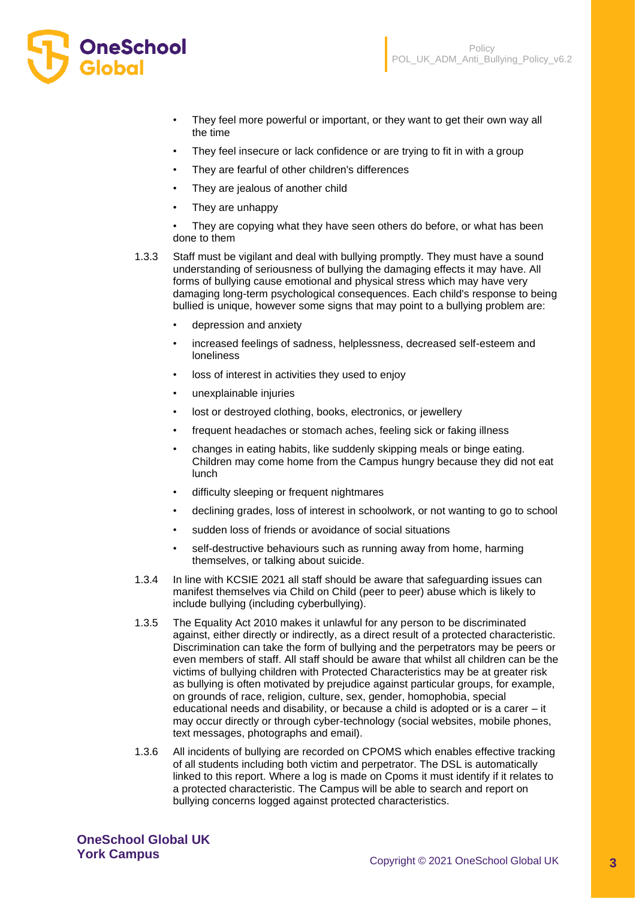- They feel more powerful or important, or they want to get their own way all the time
- They feel insecure or lack confidence or are trying to fit in with a group
- They are fearful of other children's differences
- They are jealous of another child
- They are unhappy
- They are copying what they have seen others do before, or what has been done to them

1.3.3 Staff must be vigilant and deal with bullying promptly. They must have a sound understanding of seriousness of bullying the damaging effects it may have. All forms of bullying cause emotional and physical stress which may have very damaging long-term psychological consequences. Each child's response to being bullied is unique, however some signs that may point to a bullying problem are:

- depression and anxiety
- increased feelings of sadness, helplessness, decreased self-esteem and loneliness
- loss of interest in activities they used to enjoy
- unexplainable injuries
- lost or destroyed clothing, books, electronics, or jewellery
- frequent headaches or stomach aches, feeling sick or faking illness
- changes in eating habits, like suddenly skipping meals or binge eating. Children may come home from the Campus hungry because they did not eat lunch
- difficulty sleeping or frequent nightmares
- declining grades, loss of interest in schoolwork, or not wanting to go to school
- sudden loss of friends or avoidance of social situations
- self-destructive behaviours such as running away from home, harming themselves, or talking about suicide.

1.3.4 In line with KCSIE 2021 all staff should be aware that safeguarding issues can manifest themselves via Child on Child (peer to peer) abuse which is likely to include bullying (including cyberbullying).

1.3.5 The Equality Act 2010 makes it unlawful for any person to be discriminated against, either directly or indirectly, as a direct result of a protected characteristic. Discrimination can take the form of bullying and the perpetrators may be peers or even members of staff. All staff should be aware that whilst all children can be the victims of bullying children with Protected Characteristics may be at greater risk as bullying is often motivated by prejudice against particular groups, for example, on grounds of race, religion, culture, sex, gender, homophobia, special educational needs and disability, or because a child is adopted or is a carer – it may occur directly or through cyber-technology (social websites, mobile phones, text messages, photographs and email).

1.3.6 All incidents of bullying are recorded on CPOMS which enables effective tracking of all students including both victim and perpetrator. The DSL is automatically linked to this report. Where a log is made on Cpoms it must identify if it relates to a protected characteristic. The Campus will be able to search and report on bullying concerns logged against protected characteristics.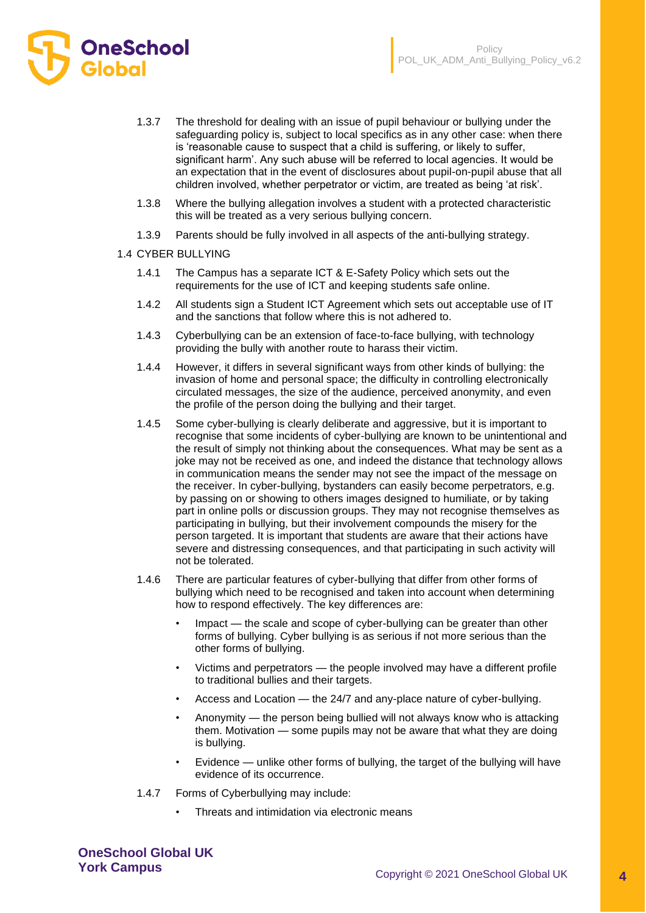1.3.7 The threshold for dealing with an issue of pupil behaviour or bullying under the safeguarding policy is, subject to local specifics as in any other case: when there is 'reasonable cause to suspect that a child is suffering, or likely to suffer, significant harm'. Any such abuse will be referred to local agencies. It would be an expectation that in the event of disclosures about pupil-on-pupil abuse that all children involved, whether perpetrator or victim, are treated as being 'at risk'.

1.3.8 Where the bullying allegation involves a student with a protected characteristic this will be treated as a very serious bullying concern.

1.3.9 Parents should be fully involved in all aspects of the anti-bullying strategy.

## 1.4 CYBER BULLYING

1.4.1 The Campus has a separate ICT & E-Safety Policy which sets out the requirements for the use of ICT and keeping students safe online.

1.4.2 All students sign a Student ICT Agreement which sets out acceptable use of IT and the sanctions that follow where this is not adhered to.

1.4.3 Cyberbullying can be an extension of face-to-face bullying, with technology providing the bully with another route to harass their victim.

1.4.4 However, it differs in several significant ways from other kinds of bullying: the invasion of home and personal space; the difficulty in controlling electronically circulated messages, the size of the audience, perceived anonymity, and even the profile of the person doing the bullying and their target.

1.4.5 Some cyber-bullying is clearly deliberate and aggressive, but it is important to recognise that some incidents of cyber-bullying are known to be unintentional and the result of simply not thinking about the consequences. What may be sent as a joke may not be received as one, and indeed the distance that technology allows in communication means the sender may not see the impact of the message on the receiver. In cyber-bullying, bystanders can easily become perpetrators, e.g. by passing on or showing to others images designed to humiliate, or by taking part in online polls or discussion groups. They may not recognise themselves as participating in bullying, but their involvement compounds the misery for the person targeted. It is important that students are aware that their actions have severe and distressing consequences, and that participating in such activity will not be tolerated.

1.4.6 There are particular features of cyber-bullying that differ from other forms of bullying which need to be recognised and taken into account when determining how to respond effectively. The key differences are:

- Impact — the scale and scope of cyber-bullying can be greater than other forms of bullying. Cyber bullying is as serious if not more serious than the other forms of bullying.
- Victims and perpetrators — the people involved may have a different profile to traditional bullies and their targets.
- Access and Location — the 24/7 and any-place nature of cyber-bullying.
- Anonymity — the person being bullied will not always know who is attacking them. Motivation — some pupils may not be aware that what they are doing is bullying.
- Evidence — unlike other forms of bullying, the target of the bullying will have evidence of its occurrence.

1.4.7 Forms of Cyberbullying may include:

- Threats and intimidation via electronic means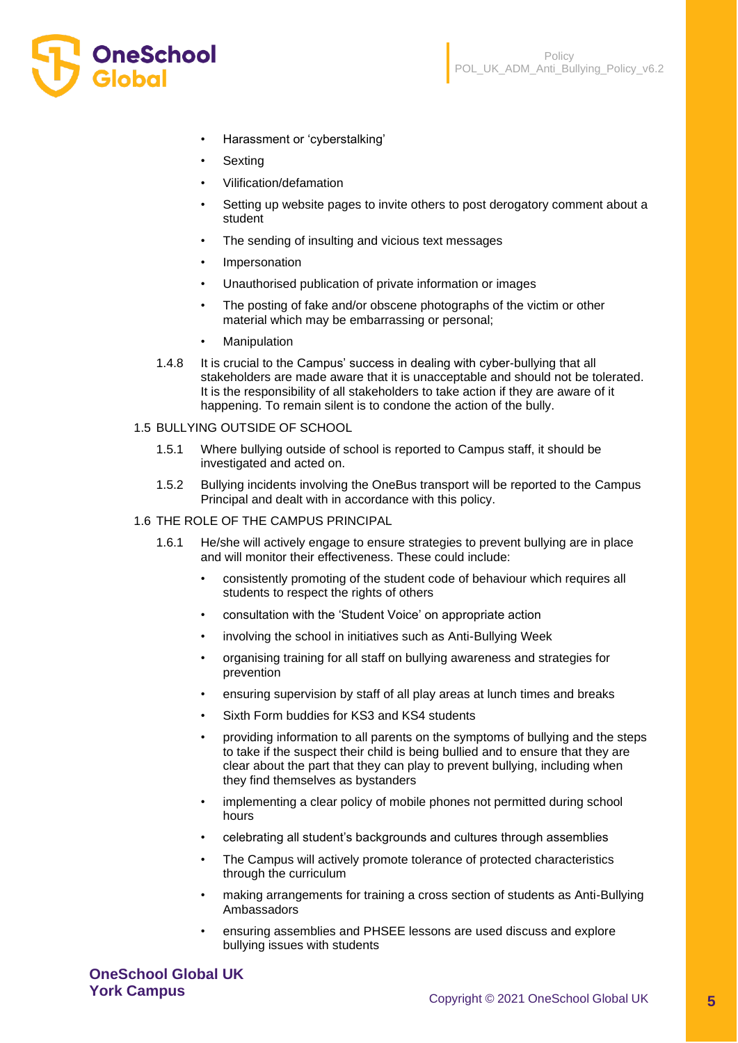- Harassment or 'cyberstalking'
- Sexting
- Vilification/defamation
- Setting up website pages to invite others to post derogatory comment about a student
- The sending of insulting and vicious text messages
- Impersonation
- Unauthorised publication of private information or images
- The posting of fake and/or obscene photographs of the victim or other material which may be embarrassing or personal;
- Manipulation

1.4.8 It is crucial to the Campus' success in dealing with cyber-bullying that all stakeholders are made aware that it is unacceptable and should not be tolerated. It is the responsibility of all stakeholders to take action if they are aware of it happening. To remain silent is to condone the action of the bully.

## 1.5 BULLYING OUTSIDE OF SCHOOL

1.5.1 Where bullying outside of school is reported to Campus staff, it should be investigated and acted on.

1.5.2 Bullying incidents involving the OneBus transport will be reported to the Campus Principal and dealt with in accordance with this policy.

## 1.6 THE ROLE OF THE CAMPUS PRINCIPAL

1.6.1 He/she will actively engage to ensure strategies to prevent bullying are in place and will monitor their effectiveness. These could include:

- consistently promoting of the student code of behaviour which requires all students to respect the rights of others
- consultation with the 'Student Voice' on appropriate action
- involving the school in initiatives such as Anti-Bullying Week
- organising training for all staff on bullying awareness and strategies for prevention
- ensuring supervision by staff of all play areas at lunch times and breaks
- Sixth Form buddies for KS3 and KS4 students
- providing information to all parents on the symptoms of bullying and the steps to take if the suspect their child is being bullied and to ensure that they are clear about the part that they can play to prevent bullying, including when they find themselves as bystanders
- implementing a clear policy of mobile phones not permitted during school hours
- celebrating all student's backgrounds and cultures through assemblies
- The Campus will actively promote tolerance of protected characteristics through the curriculum
- making arrangements for training a cross section of students as Anti-Bullying Ambassadors
- ensuring assemblies and PHSEE lessons are used discuss and explore bullying issues with students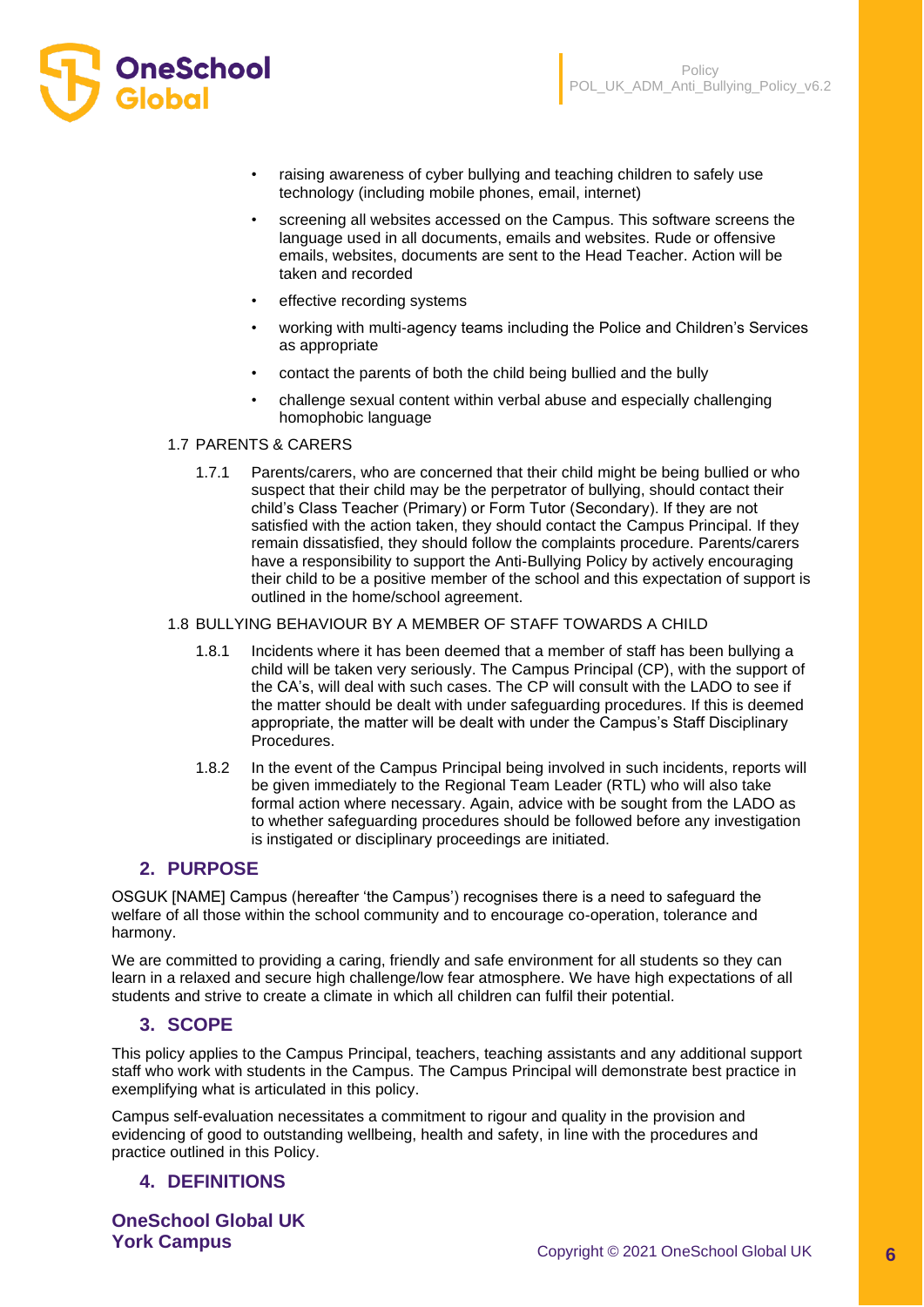- raising awareness of cyber bullying and teaching children to safely use technology (including mobile phones, email, internet)
- screening all websites accessed on the Campus. This software screens the language used in all documents, emails and websites. Rude or offensive emails, websites, documents are sent to the Head Teacher. Action will be taken and recorded
- effective recording systems
- working with multi-agency teams including the Police and Children's Services as appropriate
- contact the parents of both the child being bullied and the bully
- challenge sexual content within verbal abuse and especially challenging homophobic language

1.7 PARENTS & CARERS

1.7.1 Parents/carers, who are concerned that their child might be being bullied or who suspect that their child may be the perpetrator of bullying, should contact their child's Class Teacher (Primary) or Form Tutor (Secondary). If they are not satisfied with the action taken, they should contact the Campus Principal. If they remain dissatisfied, they should follow the complaints procedure. Parents/carers have a responsibility to support the Anti-Bullying Policy by actively encouraging their child to be a positive member of the school and this expectation of support is outlined in the home/school agreement.

1.8 BULLYING BEHAVIOUR BY A MEMBER OF STAFF TOWARDS A CHILD

1.8.1 Incidents where it has been deemed that a member of staff has been bullying a child will be taken very seriously. The Campus Principal (CP), with the support of the CA's, will deal with such cases. The CP will consult with the LADO to see if the matter should be dealt with under safeguarding procedures. If this is deemed appropriate, the matter will be dealt with under the Campus's Staff Disciplinary Procedures.

1.8.2 In the event of the Campus Principal being involved in such incidents, reports will be given immediately to the Regional Team Leader (RTL) who will also take formal action where necessary. Again, advice with be sought from the LADO as to whether safeguarding procedures should be followed before any investigation is instigated or disciplinary proceedings are initiated.

## 2. PURPOSE

OSGUK [NAME] Campus (hereafter 'the Campus') recognises there is a need to safeguard the welfare of all those within the school community and to encourage co-operation, tolerance and harmony.

We are committed to providing a caring, friendly and safe environment for all students so they can learn in a relaxed and secure high challenge/low fear atmosphere. We have high expectations of all students and strive to create a climate in which all children can fulfil their potential.

## 3. SCOPE

This policy applies to the Campus Principal, teachers, teaching assistants and any additional support staff who work with students in the Campus. The Campus Principal will demonstrate best practice in exemplifying what is articulated in this policy.

Campus self-evaluation necessitates a commitment to rigour and quality in the provision and evidencing of good to outstanding wellbeing, health and safety, in line with the procedures and practice outlined in this Policy.

## 4. DEFINITIONS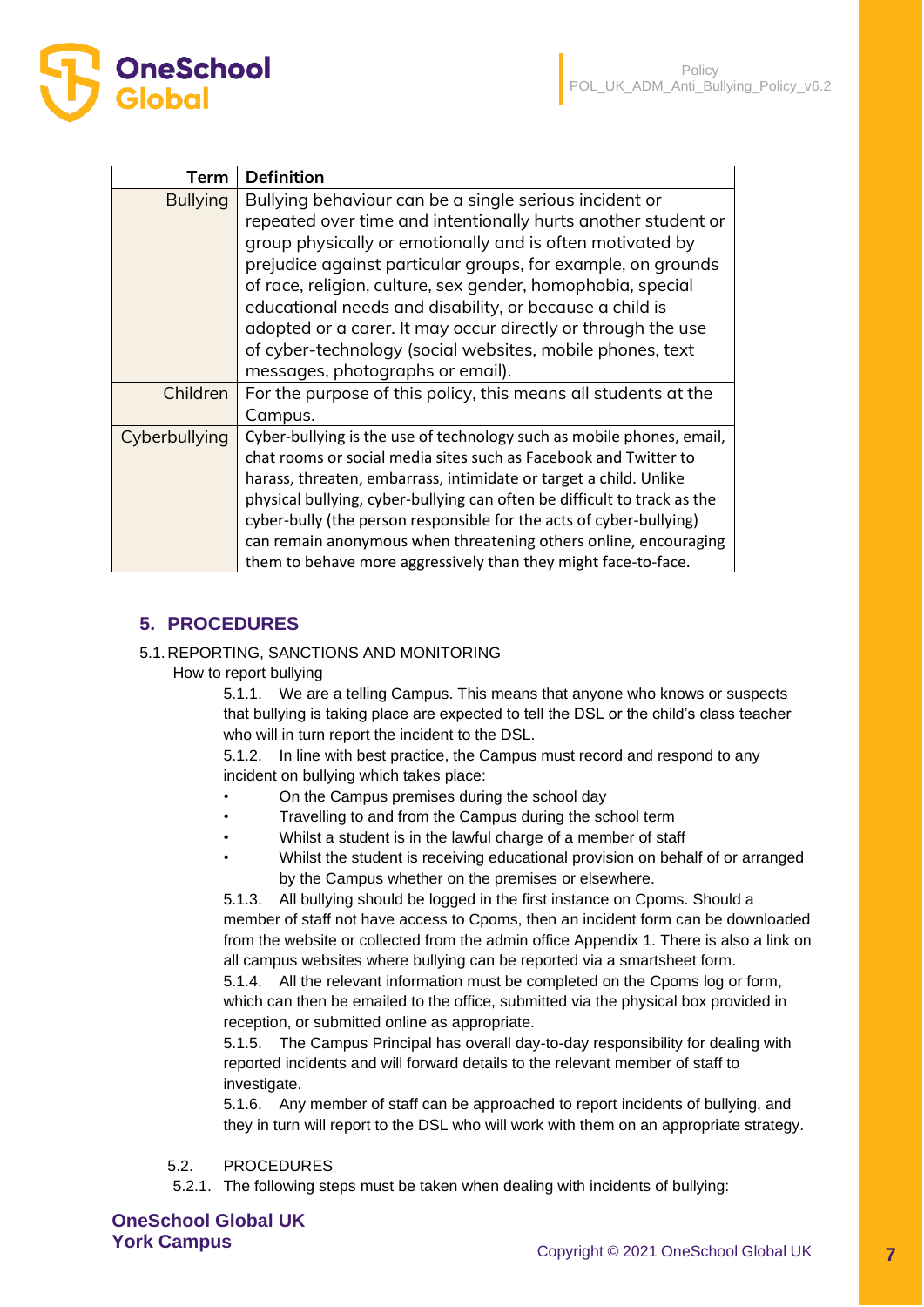| Term | Definition |
|---|---|
| Bullying | Bullying behaviour can be a single serious incident or repeated over time and intentionally hurts another student or group physically or emotionally and is often motivated by prejudice against particular groups, for example, on grounds of race, religion, culture, sex gender, homophobia, special educational needs and disability, or because a child is adopted or a carer. It may occur directly or through the use of cyber-technology (social websites, mobile phones, text messages, photographs or email). |
| Children | For the purpose of this policy, this means all students at the Campus. |
| Cyberbullying | Cyber-bullying is the use of technology such as mobile phones, email, chat rooms or social media sites such as Facebook and Twitter to harass, threaten, embarrass, intimidate or target a child. Unlike physical bullying, cyber-bullying can often be difficult to track as the cyber-bully (the person responsible for the acts of cyber-bullying) can remain anonymous when threatening others online, encouraging them to behave more aggressively than they might face-to-face. |

## 5. PROCEDURES

5.1. REPORTING, SANCTIONS AND MONITORING

How to report bullying

5.1.1. We are a telling Campus. This means that anyone who knows or suspects that bullying is taking place are expected to tell the DSL or the child's class teacher who will in turn report the incident to the DSL.

5.1.2. In line with best practice, the Campus must record and respond to any incident on bullying which takes place:

- On the Campus premises during the school day
- Travelling to and from the Campus during the school term
- Whilst a student is in the lawful charge of a member of staff
- Whilst the student is receiving educational provision on behalf of or arranged by the Campus whether on the premises or elsewhere.

5.1.3. All bullying should be logged in the first instance on Cpoms. Should a member of staff not have access to Cpoms, then an incident form can be downloaded from the website or collected from the admin office Appendix 1. There is also a link on all campus websites where bullying can be reported via a smartsheet form.

5.1.4. All the relevant information must be completed on the Cpoms log or form, which can then be emailed to the office, submitted via the physical box provided in reception, or submitted online as appropriate.

5.1.5. The Campus Principal has overall day-to-day responsibility for dealing with reported incidents and will forward details to the relevant member of staff to investigate.

5.1.6. Any member of staff can be approached to report incidents of bullying, and they in turn will report to the DSL who will work with them on an appropriate strategy.

5.2. PROCEDURES

5.2.1. The following steps must be taken when dealing with incidents of bullying: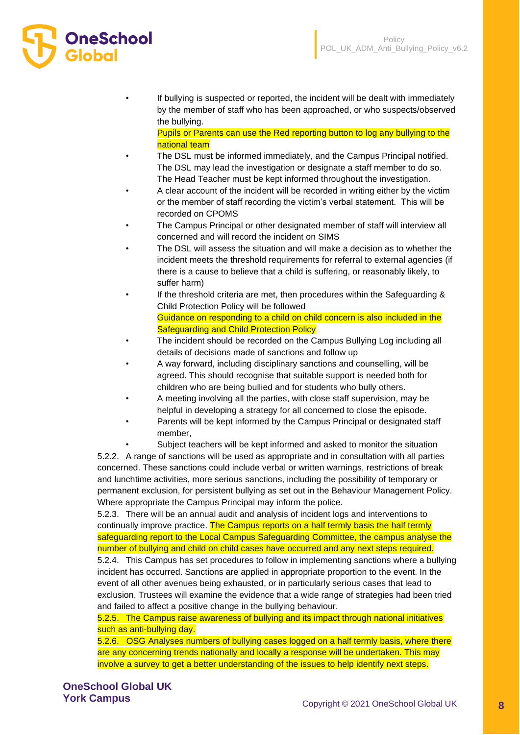- If bullying is suspected or reported, the incident will be dealt with immediately by the member of staff who has been approached, or who suspects/observed the bullying.
  Pupils or Parents can use the Red reporting button to log any bullying to the national team
- The DSL must be informed immediately, and the Campus Principal notified. The DSL may lead the investigation or designate a staff member to do so. The Head Teacher must be kept informed throughout the investigation.
- A clear account of the incident will be recorded in writing either by the victim or the member of staff recording the victim's verbal statement. This will be recorded on CPOMS
- The Campus Principal or other designated member of staff will interview all concerned and will record the incident on SIMS
- The DSL will assess the situation and will make a decision as to whether the incident meets the threshold requirements for referral to external agencies (if there is a cause to believe that a child is suffering, or reasonably likely, to suffer harm)
- If the threshold criteria are met, then procedures within the Safeguarding & Child Protection Policy will be followed
  Guidance on responding to a child on child concern is also included in the Safeguarding and Child Protection Policy
- The incident should be recorded on the Campus Bullying Log including all details of decisions made of sanctions and follow up
- A way forward, including disciplinary sanctions and counselling, will be agreed. This should recognise that suitable support is needed both for children who are being bullied and for students who bully others.
- A meeting involving all the parties, with close staff supervision, may be helpful in developing a strategy for all concerned to close the episode.
- Parents will be kept informed by the Campus Principal or designated staff member,
- Subject teachers will be kept informed and asked to monitor the situation

5.2.2. A range of sanctions will be used as appropriate and in consultation with all parties concerned. These sanctions could include verbal or written warnings, restrictions of break and lunchtime activities, more serious sanctions, including the possibility of temporary or permanent exclusion, for persistent bullying as set out in the Behaviour Management Policy. Where appropriate the Campus Principal may inform the police.

5.2.3. There will be an annual audit and analysis of incident logs and interventions to continually improve practice. The Campus reports on a half termly basis the half termly safeguarding report to the Local Campus Safeguarding Committee, the campus analyse the number of bullying and child on child cases have occurred and any next steps required.

5.2.4. This Campus has set procedures to follow in implementing sanctions where a bullying incident has occurred. Sanctions are applied in appropriate proportion to the event. In the event of all other avenues being exhausted, or in particularly serious cases that lead to exclusion, Trustees will examine the evidence that a wide range of strategies had been tried and failed to affect a positive change in the bullying behaviour.

5.2.5. The Campus raise awareness of bullying and its impact through national initiatives such as anti-bullying day.

5.2.6. OSG Analyses numbers of bullying cases logged on a half termly basis, where there are any concerning trends nationally and locally a response will be undertaken. This may involve a survey to get a better understanding of the issues to help identify next steps.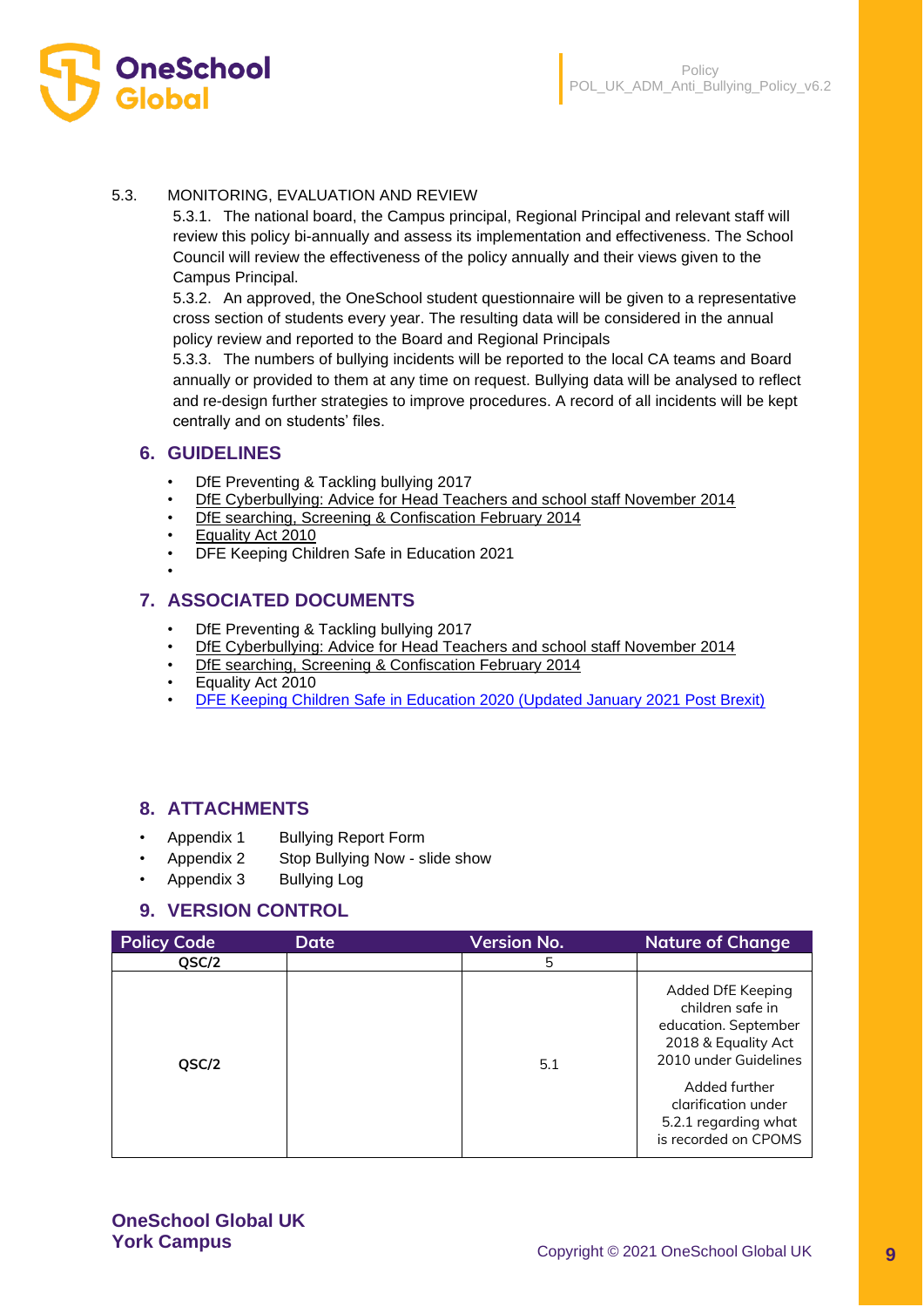5.3. MONITORING, EVALUATION AND REVIEW

5.3.1. The national board, the Campus principal, Regional Principal and relevant staff will review this policy bi-annually and assess its implementation and effectiveness. The School Council will review the effectiveness of the policy annually and their views given to the Campus Principal.

5.3.2. An approved, the OneSchool student questionnaire will be given to a representative cross section of students every year. The resulting data will be considered in the annual policy review and reported to the Board and Regional Principals

5.3.3. The numbers of bullying incidents will be reported to the local CA teams and Board annually or provided to them at any time on request. Bullying data will be analysed to reflect and re-design further strategies to improve procedures. A record of all incidents will be kept centrally and on students' files.

## 6. GUIDELINES

- DfE Preventing & Tackling bullying 2017
- DfE Cyberbullying: Advice for Head Teachers and school staff November 2014
- DfE searching, Screening & Confiscation February 2014
- Equality Act 2010
- DFE Keeping Children Safe in Education 2021
-

## 7. ASSOCIATED DOCUMENTS

- DfE Preventing & Tackling bullying 2017
- DfE Cyberbullying: Advice for Head Teachers and school staff November 2014
- DfE searching, Screening & Confiscation February 2014
- Equality Act 2010
- DFE Keeping Children Safe in Education 2020 (Updated January 2021 Post Brexit)

## 8. ATTACHMENTS

- Appendix 1 Bullying Report Form
- Appendix 2 Stop Bullying Now - slide show
- Appendix 3 Bullying Log

## 9. VERSION CONTROL

| Policy Code | Date | Version No. | Nature of Change |
|---|---|---|---|
| QSC/2 | | 5 | |
| QSC/2 | | 5.1 | Added DfE Keeping children safe in education. September 2018 & Equality Act 2010 under Guidelines<br>Added further clarification under 5.2.1 regarding what is recorded on CPOMS |

**OneSchool Global UK**
**York Campus**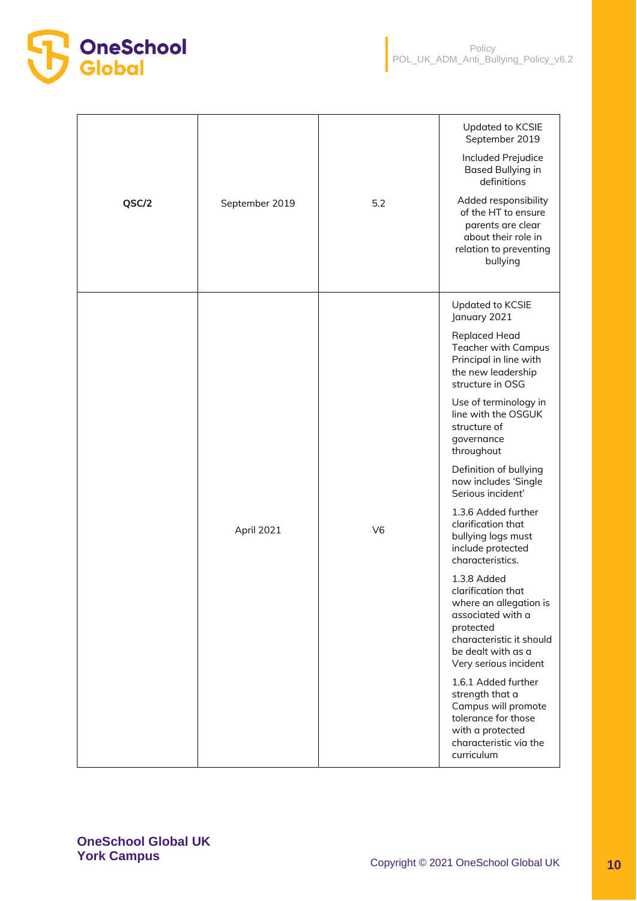| QSC/2 | September 2019 | 5.2 | Updated to KCSIE September 2019<br>Included Prejudice Based Bullying in definitions<br>Added responsibility of the HT to ensure parents are clear about their role in relation to preventing bullying |
|---|---|---|---|
| | April 2021 | V6 | Updated to KCSIE January 2021<br>Replaced Head Teacher with Campus Principal in line with the new leadership structure in OSG<br>Use of terminology in line with the OSGUK structure of governance throughout<br>Definition of bullying now includes 'Single Serious incident'<br>1.3.6 Added further clarification that bullying logs must include protected characteristics.<br>1.3.8 Added clarification that where an allegation is associated with a protected characteristic it should be dealt with as a Very serious incident<br>1.6.1 Added further strength that a Campus will promote tolerance for those with a protected characteristic via the curriculum |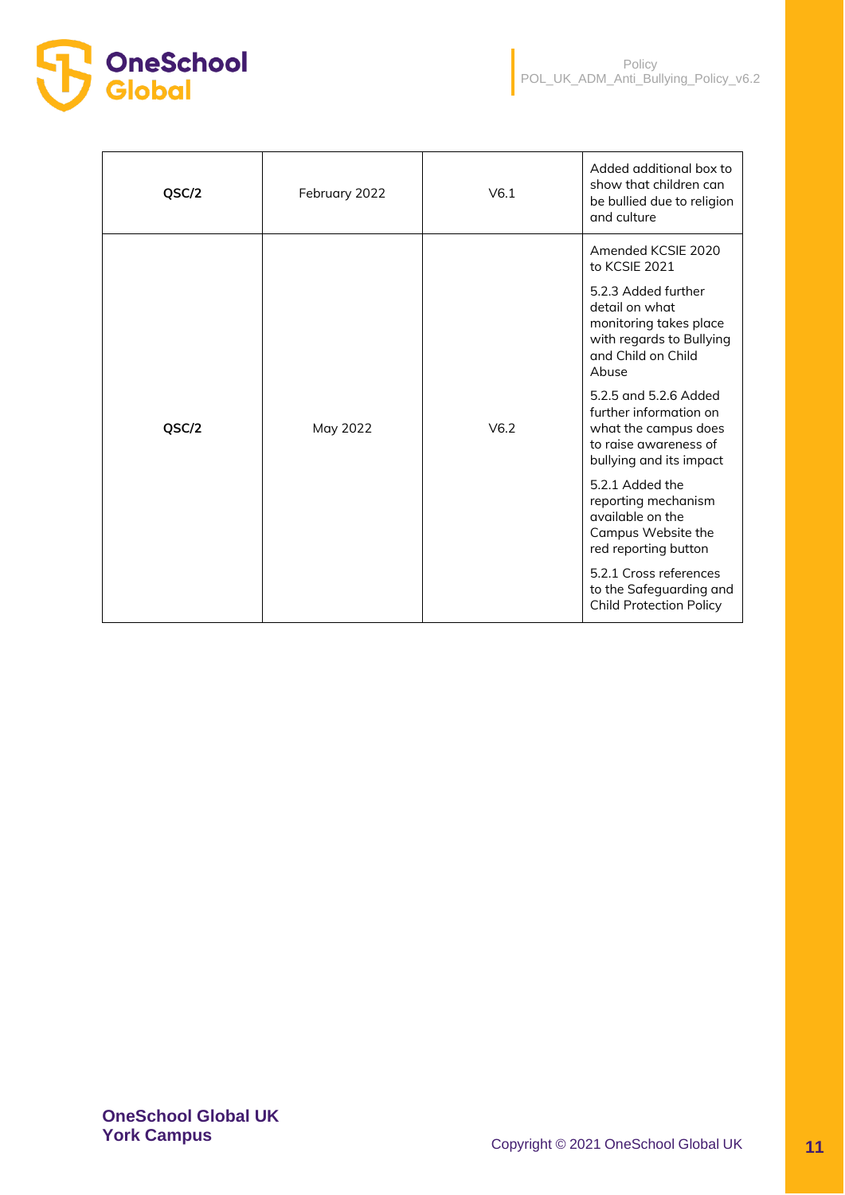| | | | |
|---|---|---|---|
| QSC/2 | February 2022 | V6.1 | Added additional box to show that children can be bullied due to religion and culture |
| QSC/2 | May 2022 | V6.2 | Amended KCSIE 2020 to KCSIE 2021<br><br>5.2.3 Added further detail on what monitoring takes place with regards to Bullying and Child on Child Abuse<br><br>5.2.5 and 5.2.6 Added further information on what the campus does to raise awareness of bullying and its impact<br><br>5.2.1 Added the reporting mechanism available on the Campus Website the red reporting button<br><br>5.2.1 Cross references to the Safeguarding and Child Protection Policy |